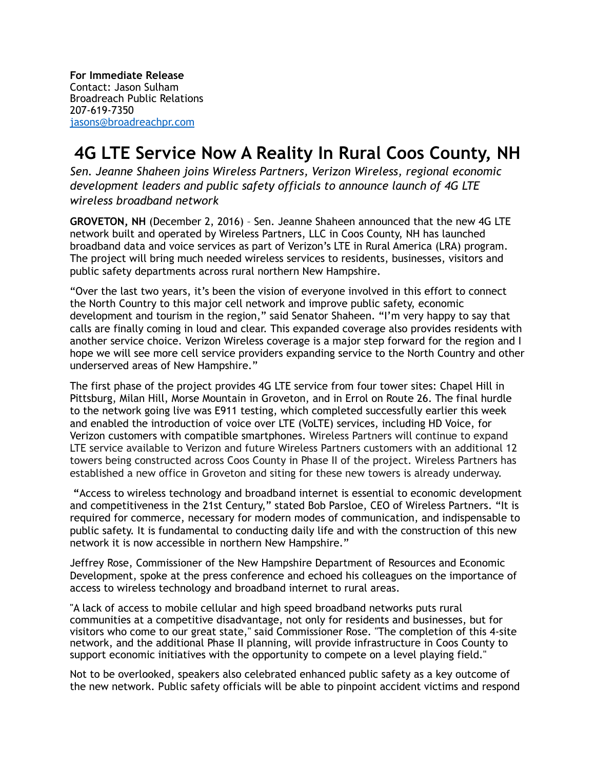**For Immediate Release**
Contact: Jason Sulham
Broadreach Public Relations
207-619-7350
[jasons@broadreachpr.com](mailto:jasons@broadreachpr.com)

# 4G LTE Service Now A Reality In Rural Coos County, NH

*Sen. Jeanne Shaheen joins Wireless Partners, Verizon Wireless, regional economic development leaders and public safety officials to announce launch of 4G LTE wireless broadband network*

**GROVETON, NH** (December 2, 2016) – Sen. Jeanne Shaheen announced that the new 4G LTE network built and operated by Wireless Partners, LLC in Coos County, NH has launched broadband data and voice services as part of Verizon's LTE in Rural America (LRA) program. The project will bring much needed wireless services to residents, businesses, visitors and public safety departments across rural northern New Hampshire.

"Over the last two years, it's been the vision of everyone involved in this effort to connect the North Country to this major cell network and improve public safety, economic development and tourism in the region," said Senator Shaheen. "I'm very happy to say that calls are finally coming in loud and clear. This expanded coverage also provides residents with another service choice. Verizon Wireless coverage is a major step forward for the region and I hope we will see more cell service providers expanding service to the North Country and other underserved areas of New Hampshire."

The first phase of the project provides 4G LTE service from four tower sites: Chapel Hill in Pittsburg, Milan Hill, Morse Mountain in Groveton, and in Errol on Route 26. The final hurdle to the network going live was E911 testing, which completed successfully earlier this week and enabled the introduction of voice over LTE (VoLTE) services, including HD Voice, for Verizon customers with compatible smartphones. Wireless Partners will continue to expand LTE service available to Verizon and future Wireless Partners customers with an additional 12 towers being constructed across Coos County in Phase II of the project. Wireless Partners has established a new office in Groveton and siting for these new towers is already underway.

"Access to wireless technology and broadband internet is essential to economic development and competitiveness in the 21st Century," stated Bob Parsloe, CEO of Wireless Partners. "It is required for commerce, necessary for modern modes of communication, and indispensable to public safety. It is fundamental to conducting daily life and with the construction of this new network it is now accessible in northern New Hampshire."

Jeffrey Rose, Commissioner of the New Hampshire Department of Resources and Economic Development, spoke at the press conference and echoed his colleagues on the importance of access to wireless technology and broadband internet to rural areas.

"A lack of access to mobile cellular and high speed broadband networks puts rural communities at a competitive disadvantage, not only for residents and businesses, but for visitors who come to our great state," said Commissioner Rose. "The completion of this 4-site network, and the additional Phase II planning, will provide infrastructure in Coos County to support economic initiatives with the opportunity to compete on a level playing field."

Not to be overlooked, speakers also celebrated enhanced public safety as a key outcome of the new network. Public safety officials will be able to pinpoint accident victims and respond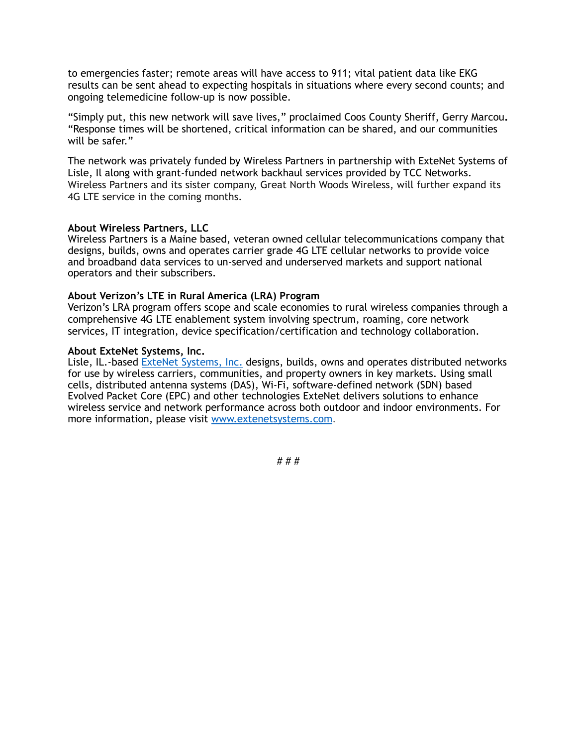to emergencies faster; remote areas will have access to 911; vital patient data like EKG results can be sent ahead to expecting hospitals in situations where every second counts; and ongoing telemedicine follow-up is now possible.

"Simply put, this new network will save lives," proclaimed Coos County Sheriff, Gerry Marcou. "Response times will be shortened, critical information can be shared, and our communities will be safer."

The network was privately funded by Wireless Partners in partnership with ExteNet Systems of Lisle, Il along with grant-funded network backhaul services provided by TCC Networks. Wireless Partners and its sister company, Great North Woods Wireless, will further expand its 4G LTE service in the coming months.

**About Wireless Partners, LLC**
Wireless Partners is a Maine based, veteran owned cellular telecommunications company that designs, builds, owns and operates carrier grade 4G LTE cellular networks to provide voice and broadband data services to un-served and underserved markets and support national operators and their subscribers.

**About Verizon's LTE in Rural America (LRA) Program**
Verizon's LRA program offers scope and scale economies to rural wireless companies through a comprehensive 4G LTE enablement system involving spectrum, roaming, core network services, IT integration, device specification/certification and technology collaboration.

**About ExteNet Systems, Inc.**
Lisle, IL.-based ExteNet Systems, Inc. designs, builds, owns and operates distributed networks for use by wireless carriers, communities, and property owners in key markets. Using small cells, distributed antenna systems (DAS), Wi-Fi, software-defined network (SDN) based Evolved Packet Core (EPC) and other technologies ExteNet delivers solutions to enhance wireless service and network performance across both outdoor and indoor environments. For more information, please visit www.extenetsystems.com.

# # #